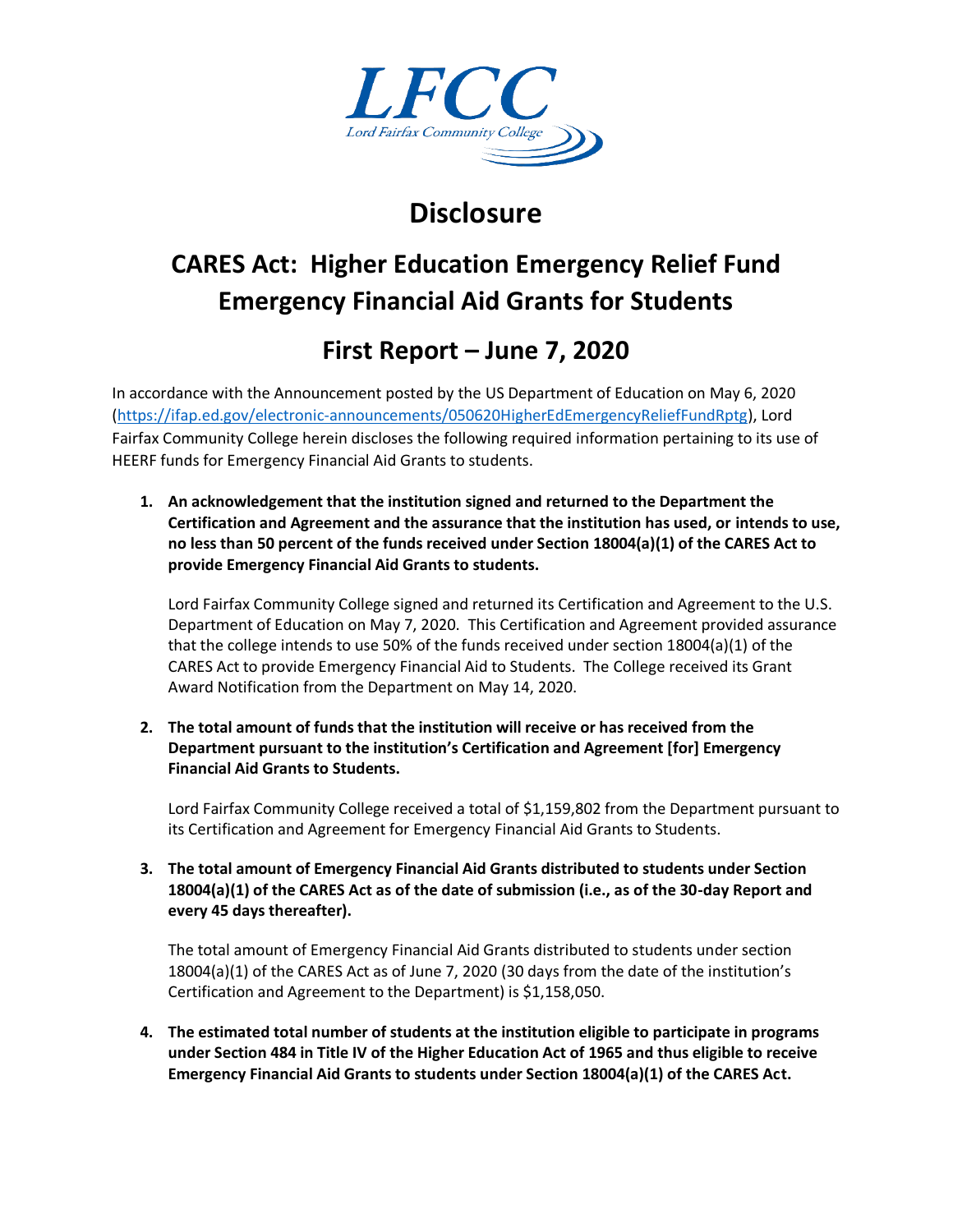LFCC

Lord Fairfax Community College

# Disclosure

## CARES Act: Higher Education Emergency Relief Fund Emergency Financial Aid Grants for Students

## First Report – June 7, 2020

In accordance with the Announcement posted by the US Department of Education on May 6, 2020 (https://ifap.ed.gov/electronic-announcements/050620HigherEdEmergencyReliefFundRptg), Lord Fairfax Community College herein discloses the following required information pertaining to its use of HEERF funds for Emergency Financial Aid Grants to students.

1. **An acknowledgement that the institution signed and returned to the Department the Certification and Agreement and the assurance that the institution has used, or intends to use, no less than 50 percent of the funds received under Section 18004(a)(1) of the CARES Act to provide Emergency Financial Aid Grants to students.**

   Lord Fairfax Community College signed and returned its Certification and Agreement to the U.S. Department of Education on May 7, 2020. This Certification and Agreement provided assurance that the college intends to use 50% of the funds received under section 18004(a)(1) of the CARES Act to provide Emergency Financial Aid to Students. The College received its Grant Award Notification from the Department on May 14, 2020.

2. **The total amount of funds that the institution will receive or has received from the Department pursuant to the institution's Certification and Agreement [for] Emergency Financial Aid Grants to Students.**

   Lord Fairfax Community College received a total of $1,159,802 from the Department pursuant to its Certification and Agreement for Emergency Financial Aid Grants to Students.

3. **The total amount of Emergency Financial Aid Grants distributed to students under Section 18004(a)(1) of the CARES Act as of the date of submission (i.e., as of the 30-day Report and every 45 days thereafter).**

   The total amount of Emergency Financial Aid Grants distributed to students under section 18004(a)(1) of the CARES Act as of June 7, 2020 (30 days from the date of the institution's Certification and Agreement to the Department) is $1,158,050.

4. **The estimated total number of students at the institution eligible to participate in programs under Section 484 in Title IV of the Higher Education Act of 1965 and thus eligible to receive Emergency Financial Aid Grants to students under Section 18004(a)(1) of the CARES Act.**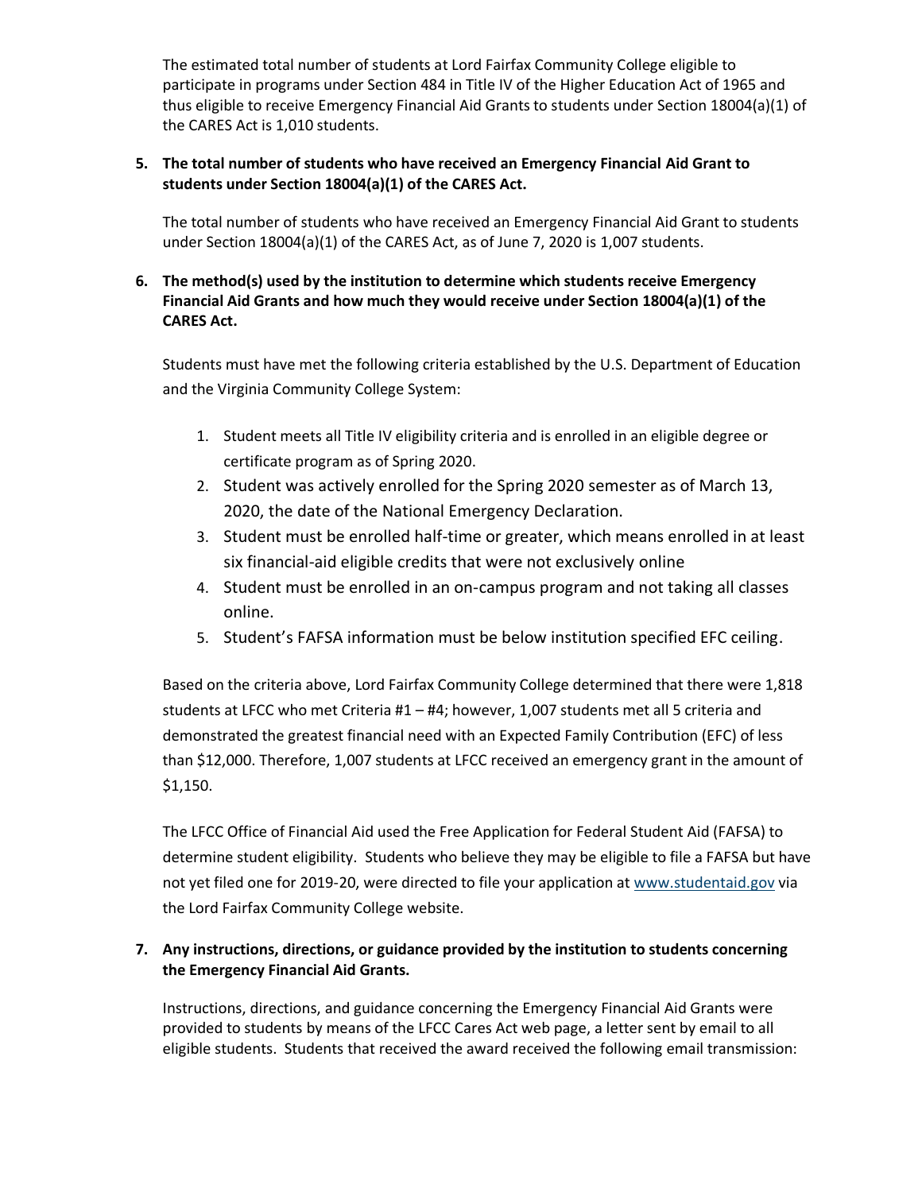The estimated total number of students at Lord Fairfax Community College eligible to participate in programs under Section 484 in Title IV of the Higher Education Act of 1965 and thus eligible to receive Emergency Financial Aid Grants to students under Section 18004(a)(1) of the CARES Act is 1,010 students.

5. **The total number of students who have received an Emergency Financial Aid Grant to students under Section 18004(a)(1) of the CARES Act.**

   The total number of students who have received an Emergency Financial Aid Grant to students under Section 18004(a)(1) of the CARES Act, as of June 7, 2020 is 1,007 students.

6. **The method(s) used by the institution to determine which students receive Emergency Financial Aid Grants and how much they would receive under Section 18004(a)(1) of the CARES Act.**

   Students must have met the following criteria established by the U.S. Department of Education and the Virginia Community College System:

   1. Student meets all Title IV eligibility criteria and is enrolled in an eligible degree or certificate program as of Spring 2020.
   2. Student was actively enrolled for the Spring 2020 semester as of March 13, 2020, the date of the National Emergency Declaration.
   3. Student must be enrolled half-time or greater, which means enrolled in at least six financial-aid eligible credits that were not exclusively online
   4. Student must be enrolled in an on-campus program and not taking all classes online.
   5. Student's FAFSA information must be below institution specified EFC ceiling.

   Based on the criteria above, Lord Fairfax Community College determined that there were 1,818 students at LFCC who met Criteria #1 – #4; however, 1,007 students met all 5 criteria and demonstrated the greatest financial need with an Expected Family Contribution (EFC) of less than $12,000. Therefore, 1,007 students at LFCC received an emergency grant in the amount of $1,150.

   The LFCC Office of Financial Aid used the Free Application for Federal Student Aid (FAFSA) to determine student eligibility. Students who believe they may be eligible to file a FAFSA but have not yet filed one for 2019-20, were directed to file your application at [www.studentaid.gov](www.studentaid.gov) via the Lord Fairfax Community College website.

7. **Any instructions, directions, or guidance provided by the institution to students concerning the Emergency Financial Aid Grants.**

   Instructions, directions, and guidance concerning the Emergency Financial Aid Grants were provided to students by means of the LFCC Cares Act web page, a letter sent by email to all eligible students. Students that received the award received the following email transmission: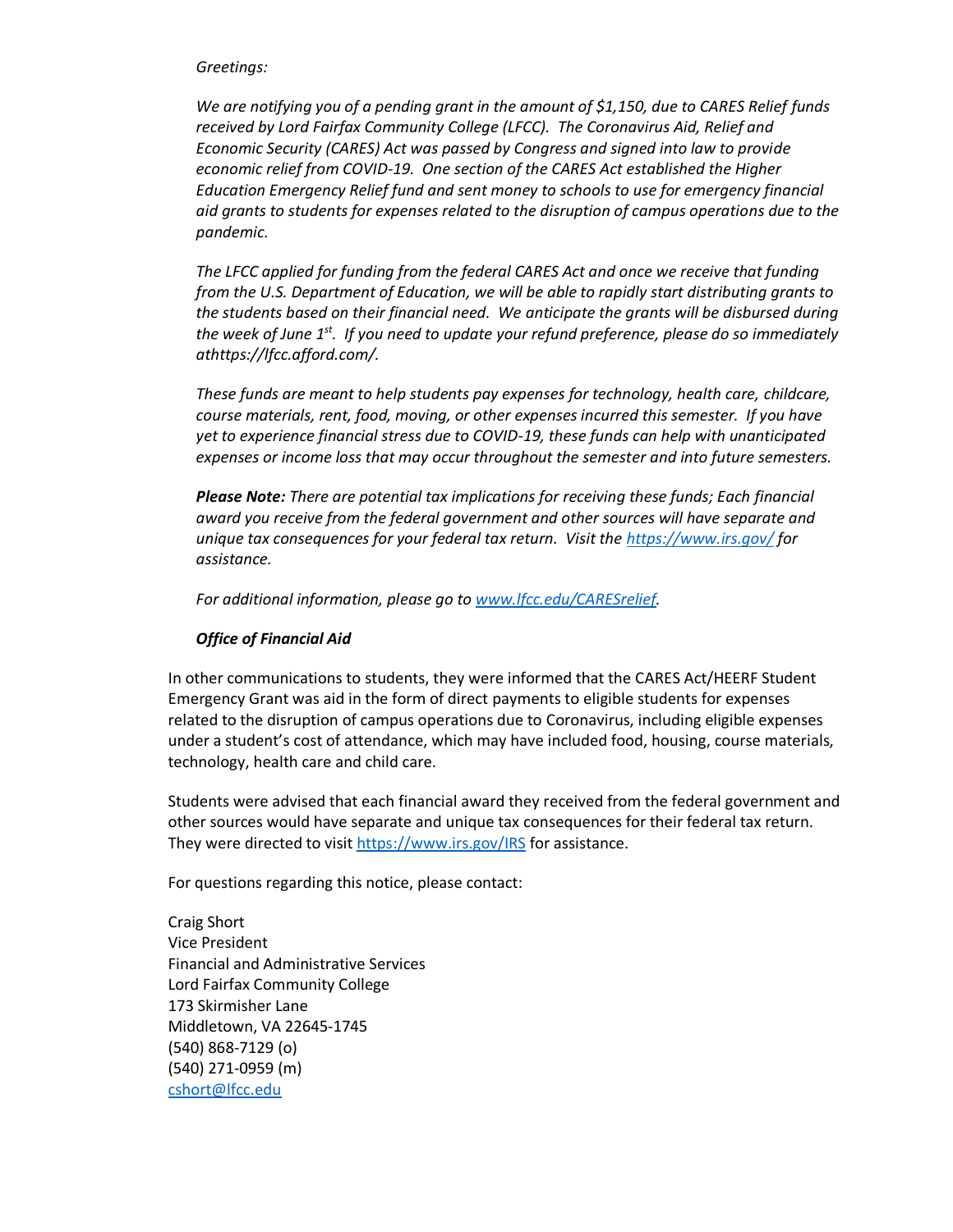*Greetings:*

*We are notifying you of a pending grant in the amount of $1,150, due to CARES Relief funds received by Lord Fairfax Community College (LFCC). The Coronavirus Aid, Relief and Economic Security (CARES) Act was passed by Congress and signed into law to provide economic relief from COVID-19. One section of the CARES Act established the Higher Education Emergency Relief fund and sent money to schools to use for emergency financial aid grants to students for expenses related to the disruption of campus operations due to the pandemic.*

*The LFCC applied for funding from the federal CARES Act and once we receive that funding from the U.S. Department of Education, we will be able to rapidly start distributing grants to the students based on their financial need. We anticipate the grants will be disbursed during the week of June 1st. If you need to update your refund preference, please do so immediately athttps://lfcc.afford.com/.*

*These funds are meant to help students pay expenses for technology, health care, childcare, course materials, rent, food, moving, or other expenses incurred this semester. If you have yet to experience financial stress due to COVID-19, these funds can help with unanticipated expenses or income loss that may occur throughout the semester and into future semesters.*

***Please Note:*** *There are potential tax implications for receiving these funds; Each financial award you receive from the federal government and other sources will have separate and unique tax consequences for your federal tax return. Visit the https://www.irs.gov/ for assistance.*

*For additional information, please go to www.lfcc.edu/CARESrelief.*

***Office of Financial Aid***

In other communications to students, they were informed that the CARES Act/HEERF Student Emergency Grant was aid in the form of direct payments to eligible students for expenses related to the disruption of campus operations due to Coronavirus, including eligible expenses under a student's cost of attendance, which may have included food, housing, course materials, technology, health care and child care.

Students were advised that each financial award they received from the federal government and other sources would have separate and unique tax consequences for their federal tax return. They were directed to visit https://www.irs.gov/IRS for assistance.

For questions regarding this notice, please contact:

Craig Short
Vice President
Financial and Administrative Services
Lord Fairfax Community College
173 Skirmisher Lane
Middletown, VA 22645-1745
(540) 868-7129 (o)
(540) 271-0959 (m)
cshort@lfcc.edu